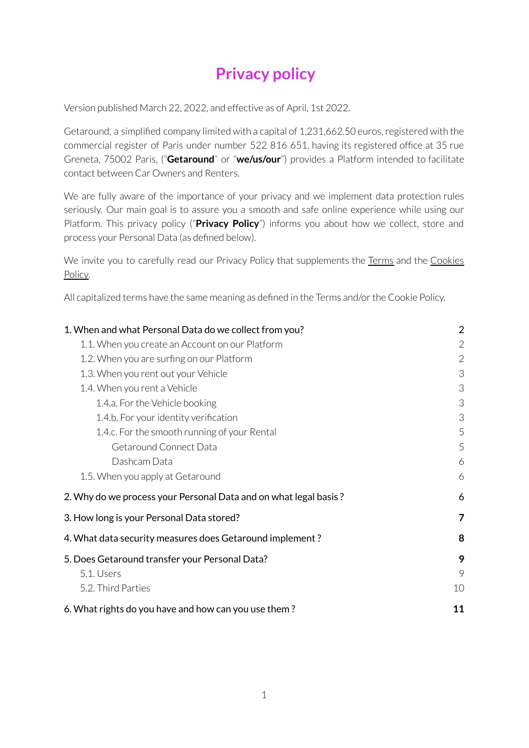# Privacy policy

Version published March 22, 2022, and effective as of April, 1st 2022.

Getaround, a simplified company limited with a capital of 1,231,662.50 euros, registered with the commercial register of Paris under number 522 816 651, having its registered office at 35 rue Greneta, 75002 Paris, ("**Getaround**" or "**we/us/our**") provides a Platform intended to facilitate contact between Car Owners and Renters.

We are fully aware of the importance of your privacy and we implement data protection rules seriously. Our main goal is to assure you a smooth and safe online experience while using our Platform. This privacy policy ("**Privacy Policy**") informs you about how we collect, store and process your Personal Data (as defined below).

We invite you to carefully read our Privacy Policy that supplements the Terms and the Cookies Policy.

All capitalized terms have the same meaning as defined in the Terms and/or the Cookie Policy.

- 1. When and what Personal Data do we collect from you? — 2
  - 1.1. When you create an Account on our Platform — 2
  - 1.2. When you are surfing on our Platform — 2
  - 1.3. When you rent out your Vehicle — 3
  - 1.4. When you rent a Vehicle — 3
    - 1.4.a. For the Vehicle booking — 3
    - 1.4.b. For your identity verification — 3
    - 1.4.c. For the smooth running of your Rental — 5
      - Getaround Connect Data — 5
      - Dashcam Data — 6
  - 1.5. When you apply at Getaround — 6
- 2. Why do we process your Personal Data and on what legal basis ? — 6
- 3. How long is your Personal Data stored? — 7
- 4. What data security measures does Getaround implement ? — 8
- 5. Does Getaround transfer your Personal Data? — 9
  - 5.1. Users — 9
  - 5.2. Third Parties — 10
- 6. What rights do you have and how can you use them ? — 11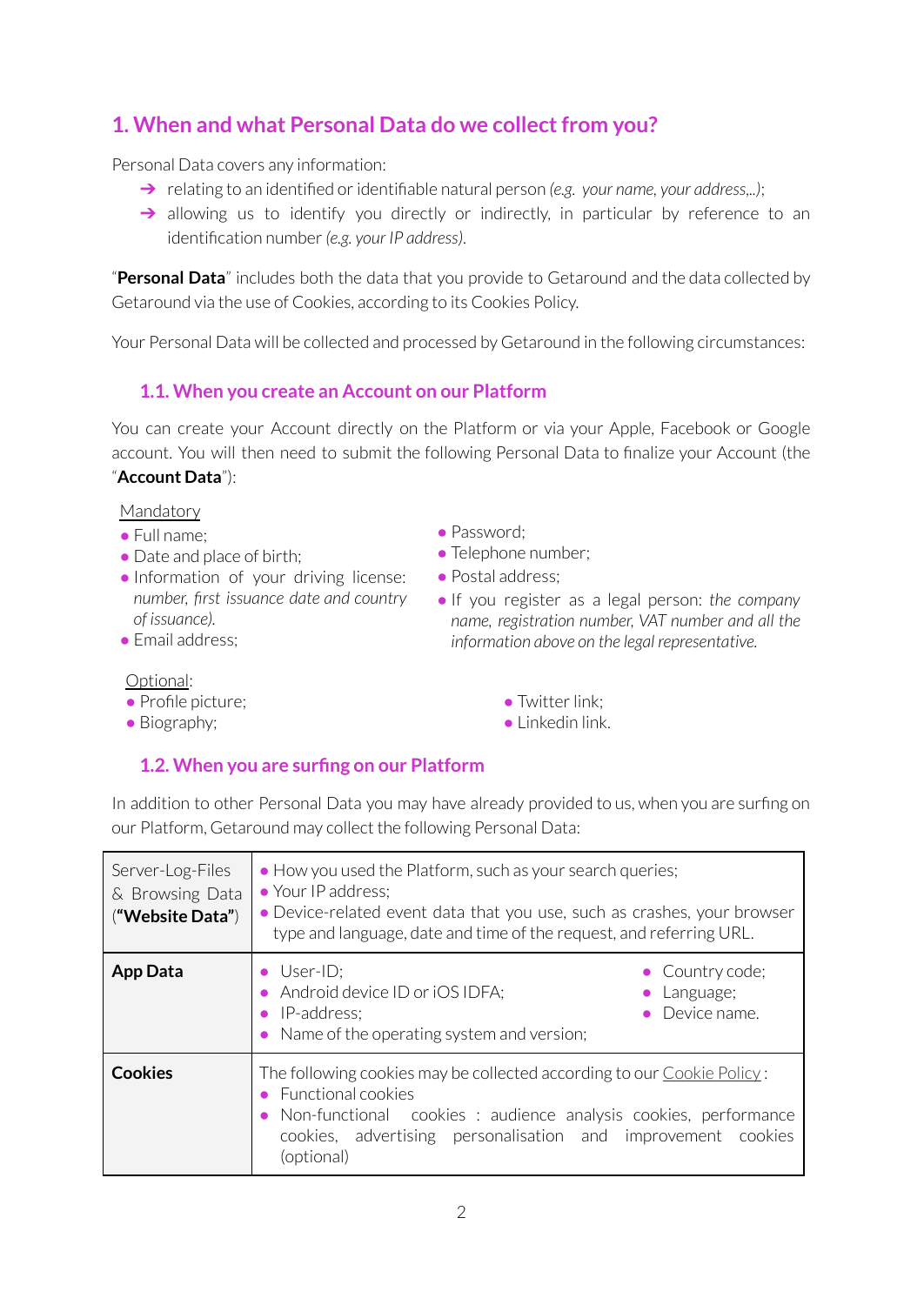## 1. When and what Personal Data do we collect from you?

Personal Data covers any information:

- ➔ relating to an identified or identifiable natural person *(e.g. your name, your address,..)*;
- ➔ allowing us to identify you directly or indirectly, in particular by reference to an identification number *(e.g. your IP address)*.

"**Personal Data**" includes both the data that you provide to Getaround and the data collected by Getaround via the use of Cookies, according to its Cookies Policy.

Your Personal Data will be collected and processed by Getaround in the following circumstances:

### 1.1. When you create an Account on our Platform

You can create your Account directly on the Platform or via your Apple, Facebook or Google account. You will then need to submit the following Personal Data to finalize your Account (the "**Account Data**"):

Mandatory

- Full name;
- Date and place of birth;
- Information of your driving license: *number, first issuance date and country of issuance).*
- Email address;
- Password;
- Telephone number;
- Postal address;
- If you register as a legal person: *the company name, registration number, VAT number and all the information above on the legal representative.*

Optional:

- Profile picture;
- Biography;
- Twitter link;
- Linkedin link.

### 1.2. When you are surfing on our Platform

In addition to other Personal Data you may have already provided to us, when you are surfing on our Platform, Getaround may collect the following Personal Data:

| | |
|---|---|
| Server-Log-Files & Browsing Data ("**Website Data**") | • How you used the Platform, such as your search queries;<br>• Your IP address;<br>• Device-related event data that you use, such as crashes, your browser type and language, date and time of the request, and referring URL. |
| **App Data** | • User-ID;<br>• Android device ID or iOS IDFA;<br>• IP-address;<br>• Name of the operating system and version;<br>• Country code;<br>• Language;<br>• Device name. |
| **Cookies** | The following cookies may be collected according to our Cookie Policy :<br>• Functional cookies<br>• Non-functional cookies : audience analysis cookies, performance cookies, advertising personalisation and improvement cookies (optional) |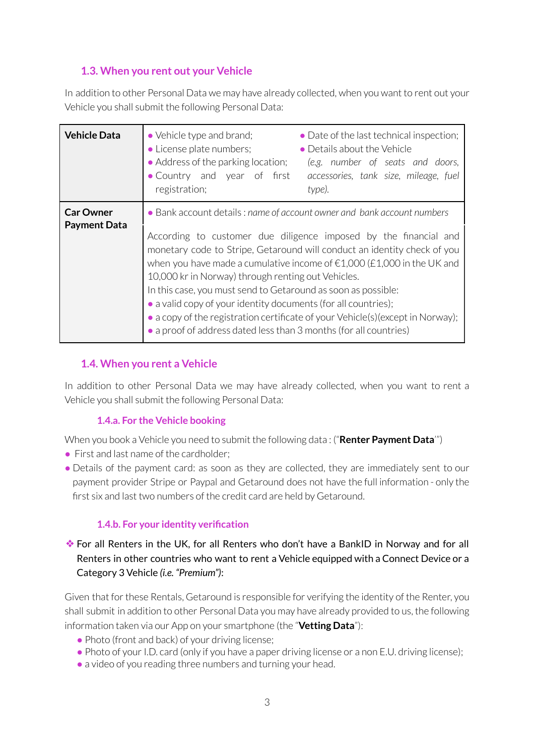### 1.3. When you rent out your Vehicle

In addition to other Personal Data we may have already collected, when you want to rent out your Vehicle you shall submit the following Personal Data:

| | | |
|---|---|---|
| **Vehicle Data** | • Vehicle type and brand;<br>• License plate numbers;<br>• Address of the parking location;<br>• Country and year of first registration; | • Date of the last technical inspection;<br>• Details about the Vehicle *(e.g. number of seats and doors, accessories, tank size, mileage, fuel type).* |
| **Car Owner Payment Data** | • Bank account details : *name of account owner and bank account numbers*<br><br>According to customer due diligence imposed by the financial and monetary code to Stripe, Getaround will conduct an identity check of you when you have made a cumulative income of €1,000 (£1,000 in the UK and 10,000 kr in Norway) through renting out Vehicles.<br>In this case, you must send to Getaround as soon as possible:<br>• a valid copy of your identity documents (for all countries);<br>• a copy of the registration certificate of your Vehicle(s)(except in Norway);<br>• a proof of address dated less than 3 months (for all countries) | |

### 1.4. When you rent a Vehicle

In addition to other Personal Data we may have already collected, when you want to rent a Vehicle you shall submit the following Personal Data:

#### 1.4.a. For the Vehicle booking

When you book a Vehicle you need to submit the following data : ("**Renter Payment Data**"")

- First and last name of the cardholder;
- Details of the payment card: as soon as they are collected, they are immediately sent to our payment provider Stripe or Paypal and Getaround does not have the full information - only the first six and last two numbers of the credit card are held by Getaround.

#### 1.4.b. For your identity verification

❖ For all Renters in the UK, for all Renters who don't have a BankID in Norway and for all Renters in other countries who want to rent a Vehicle equipped with a Connect Device or a Category 3 Vehicle *(i.e. "Premium")*:

Given that for these Rentals, Getaround is responsible for verifying the identity of the Renter, you shall submit in addition to other Personal Data you may have already provided to us, the following information taken via our App on your smartphone (the "**Vetting Data**"):

- Photo (front and back) of your driving license;
- Photo of your I.D. card (only if you have a paper driving license or a non E.U. driving license);
- a video of you reading three numbers and turning your head.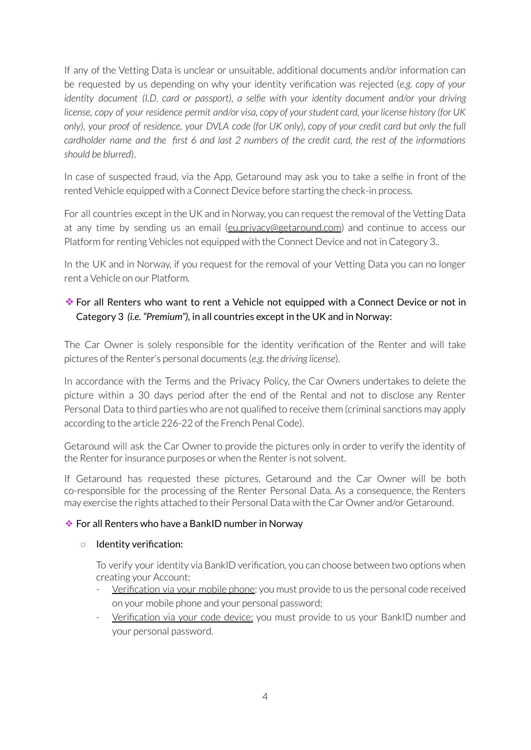If any of the Vetting Data is unclear or unsuitable, additional documents and/or information can be requested by us depending on why your identity verification was rejected (*e.g. copy of your identity document (I.D. card or passport), a selfie with your identity document and/or your driving license, copy of your residence permit and/or visa, copy of your student card, your license history (for UK only), your proof of residence, your DVLA code (for UK only), copy of your credit card but only the full cardholder name and the first 6 and last 2 numbers of the credit card, the rest of the informations should be blurred*).

In case of suspected fraud, via the App, Getaround may ask you to take a selfie in front of the rented Vehicle equipped with a Connect Device before starting the check-in process.

For all countries except in the UK and in Norway, you can request the removal of the Vetting Data at any time by sending us an email (eu.privacy@getaround.com) and continue to access our Platform for renting Vehicles not equipped with the Connect Device and not in Category 3..

In the UK and in Norway, if you request for the removal of your Vetting Data you can no longer rent a Vehicle on our Platform.

- For all Renters who want to rent a Vehicle not equipped with a Connect Device or not in Category 3 *(i.e. "Premium")*, in all countries except in the UK and in Norway:

The Car Owner is solely responsible for the identity verification of the Renter and will take pictures of the Renter's personal documents (*e.g. the driving license*).

In accordance with the Terms and the Privacy Policy, the Car Owners undertakes to delete the picture within a 30 days period after the end of the Rental and not to disclose any Renter Personal Data to third parties who are not qualified to receive them (criminal sanctions may apply according to the article 226-22 of the French Penal Code).

Getaround will ask the Car Owner to provide the pictures only in order to verify the identity of the Renter for insurance purposes or when the Renter is not solvent.

If Getaround has requested these pictures, Getaround and the Car Owner will be both co-responsible for the processing of the Renter Personal Data. As a consequence, the Renters may exercise the rights attached to their Personal Data with the Car Owner and/or Getaround.

- For all Renters who have a BankID number in Norway

  - Identity verification:

    To verify your identity via BankID verification, you can choose between two options when creating your Account:

    - Verification via your mobile phone: you must provide to us the personal code received on your mobile phone and your personal password;
    - Verification via your code device: you must provide to us your BankID number and your personal password.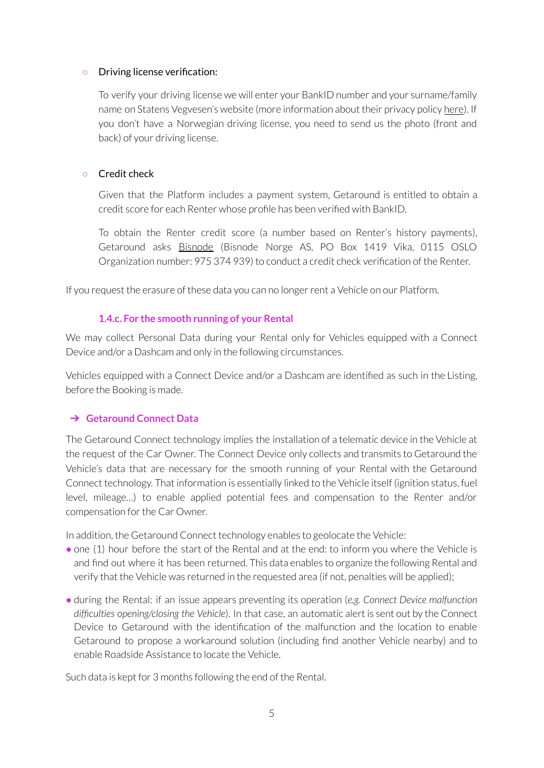- Driving license verification:

  To verify your driving license we will enter your BankID number and your surname/family name on Statens Vegvesen's website (more information about their privacy policy here). If you don't have a Norwegian driving license, you need to send us the photo (front and back) of your driving license.

- Credit check

  Given that the Platform includes a payment system, Getaround is entitled to obtain a credit score for each Renter whose profile has been verified with BankID.

  To obtain the Renter credit score (a number based on Renter's history payments), Getaround asks Bisnode (Bisnode Norge AS, PO Box 1419 Vika, 0115 OSLO Organization number: 975 374 939) to conduct a credit check verification of the Renter.

If you request the erasure of these data you can no longer rent a Vehicle on our Platform.

### 1.4.c. For the smooth running of your Rental

We may collect Personal Data during your Rental only for Vehicles equipped with a Connect Device and/or a Dashcam and only in the following circumstances.

Vehicles equipped with a Connect Device and/or a Dashcam are identified as such in the Listing, before the Booking is made.

#### ➔ Getaround Connect Data

The Getaround Connect technology implies the installation of a telematic device in the Vehicle at the request of the Car Owner. The Connect Device only collects and transmits to Getaround the Vehicle's data that are necessary for the smooth running of your Rental with the Getaround Connect technology. That information is essentially linked to the Vehicle itself (ignition status, fuel level, mileage…) to enable applied potential fees and compensation to the Renter and/or compensation for the Car Owner.

In addition, the Getaround Connect technology enables to geolocate the Vehicle:

- one (1) hour before the start of the Rental and at the end: to inform you where the Vehicle is and find out where it has been returned. This data enables to organize the following Rental and verify that the Vehicle was returned in the requested area (if not, penalties will be applied);
- during the Rental: if an issue appears preventing its operation (*e.g. Connect Device malfunction difficulties opening/closing the Vehicle*). In that case, an automatic alert is sent out by the Connect Device to Getaround with the identification of the malfunction and the location to enable Getaround to propose a workaround solution (including find another Vehicle nearby) and to enable Roadside Assistance to locate the Vehicle.

Such data is kept for 3 months following the end of the Rental.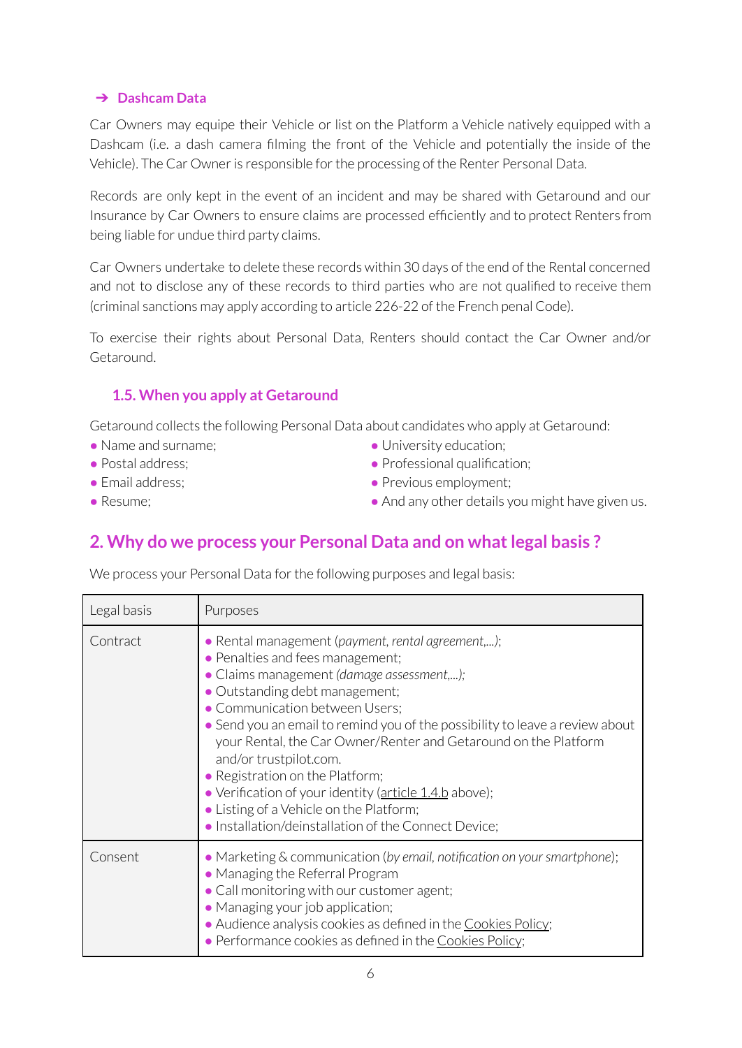### ➔ Dashcam Data

Car Owners may equipe their Vehicle or list on the Platform a Vehicle natively equipped with a Dashcam (i.e. a dash camera filming the front of the Vehicle and potentially the inside of the Vehicle). The Car Owner is responsible for the processing of the Renter Personal Data.

Records are only kept in the event of an incident and may be shared with Getaround and our Insurance by Car Owners to ensure claims are processed efficiently and to protect Renters from being liable for undue third party claims.

Car Owners undertake to delete these records within 30 days of the end of the Rental concerned and not to disclose any of these records to third parties who are not qualified to receive them (criminal sanctions may apply according to article 226-22 of the French penal Code).

To exercise their rights about Personal Data, Renters should contact the Car Owner and/or Getaround.

### 1.5. When you apply at Getaround

Getaround collects the following Personal Data about candidates who apply at Getaround:

- Name and surname;
- Postal address;
- Email address;
- Resume;
- University education;
- Professional qualification;
- Previous employment;
- And any other details you might have given us.

## 2. Why do we process your Personal Data and on what legal basis ?

We process your Personal Data for the following purposes and legal basis:

| Legal basis | Purposes |
|---|---|
| Contract | • Rental management (*payment, rental agreement,...)*;<br>• Penalties and fees management;<br>• Claims management *(damage assessment,...);*<br>• Outstanding debt management;<br>• Communication between Users;<br>• Send you an email to remind you of the possibility to leave a review about your Rental, the Car Owner/Renter and Getaround on the Platform and/or trustpilot.com.<br>• Registration on the Platform;<br>• Verification of your identity (article 1.4.b above);<br>• Listing of a Vehicle on the Platform;<br>• Installation/deinstallation of the Connect Device; |
| Consent | • Marketing & communication (*by email, notification on your smartphone*);<br>• Managing the Referral Program<br>• Call monitoring with our customer agent;<br>• Managing your job application;<br>• Audience analysis cookies as defined in the Cookies Policy;<br>• Performance cookies as defined in the Cookies Policy; |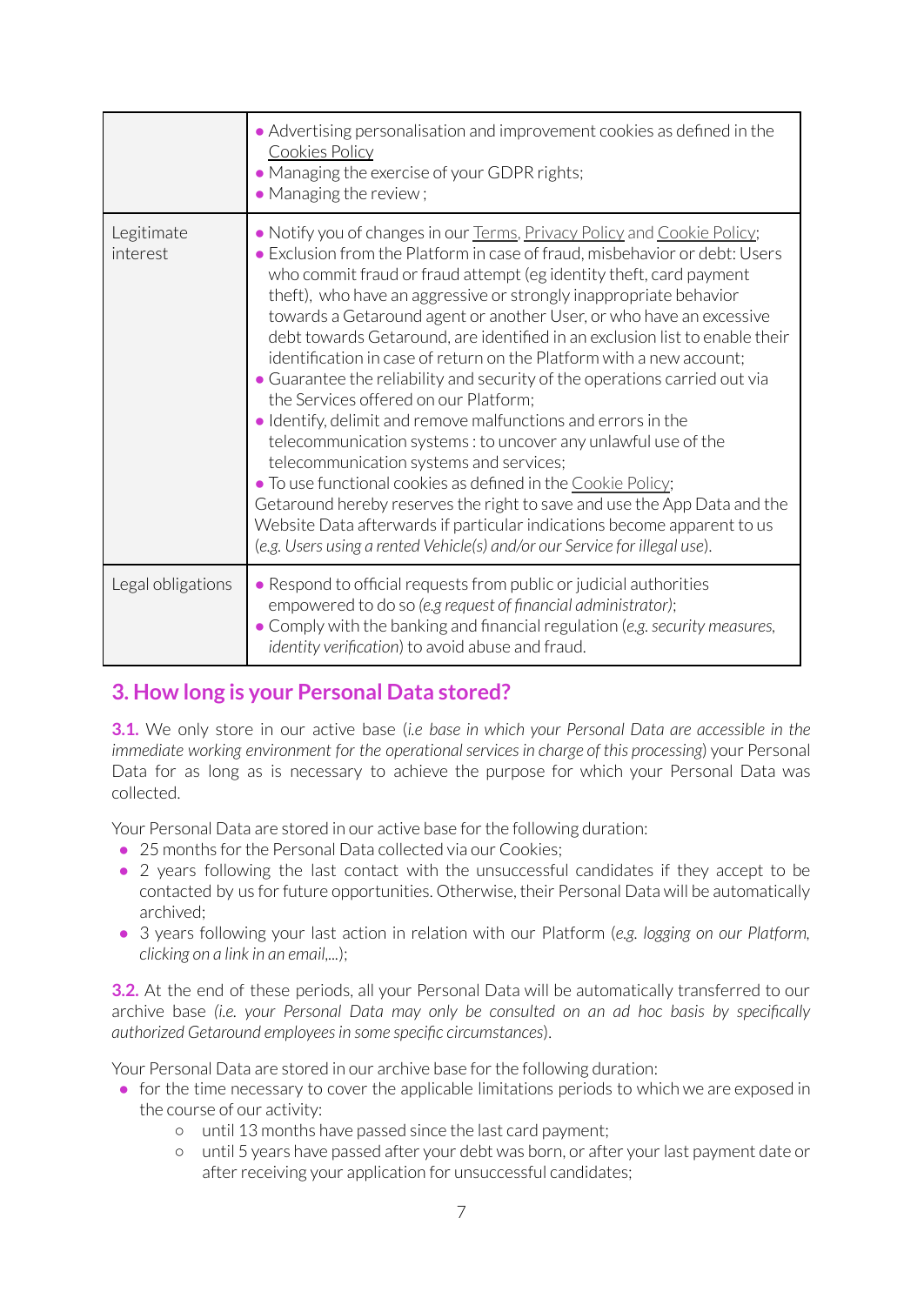| | |
|---|---|
| | • Advertising personalisation and improvement cookies as defined in the Cookies Policy<br>• Managing the exercise of your GDPR rights;<br>• Managing the review ; |
| Legitimate interest | • Notify you of changes in our Terms, Privacy Policy and Cookie Policy;<br>• Exclusion from the Platform in case of fraud, misbehavior or debt: Users who commit fraud or fraud attempt (eg identity theft, card payment theft), who have an aggressive or strongly inappropriate behavior towards a Getaround agent or another User, or who have an excessive debt towards Getaround, are identified in an exclusion list to enable their identification in case of return on the Platform with a new account;<br>• Guarantee the reliability and security of the operations carried out via the Services offered on our Platform;<br>• Identify, delimit and remove malfunctions and errors in the telecommunication systems : to uncover any unlawful use of the telecommunication systems and services;<br>• To use functional cookies as defined in the Cookie Policy;<br>Getaround hereby reserves the right to save and use the App Data and the Website Data afterwards if particular indications become apparent to us (*e.g. Users using a rented Vehicle(s) and/or our Service for illegal use*). |
| Legal obligations | • Respond to official requests from public or judicial authorities empowered to do so *(e.g request of financial administrator)*;<br>• Comply with the banking and financial regulation (*e.g. security measures, identity verification*) to avoid abuse and fraud. |

## 3. How long is your Personal Data stored?

**3.1.** We only store in our active base (*i.e base in which your Personal Data are accessible in the immediate working environment for the operational services in charge of this processing*) your Personal Data for as long as is necessary to achieve the purpose for which your Personal Data was collected.

Your Personal Data are stored in our active base for the following duration:

- 25 months for the Personal Data collected via our Cookies;
- 2 years following the last contact with the unsuccessful candidates if they accept to be contacted by us for future opportunities. Otherwise, their Personal Data will be automatically archived;
- 3 years following your last action in relation with our Platform (*e.g. logging on our Platform, clicking on a link in an email,...*);

**3.2.** At the end of these periods, all your Personal Data will be automatically transferred to our archive base *(i.e. your Personal Data may only be consulted on an ad hoc basis by specifically authorized Getaround employees in some specific circumstances*).

Your Personal Data are stored in our archive base for the following duration:

- for the time necessary to cover the applicable limitations periods to which we are exposed in the course of our activity:
  - until 13 months have passed since the last card payment;
  - until 5 years have passed after your debt was born, or after your last payment date or after receiving your application for unsuccessful candidates;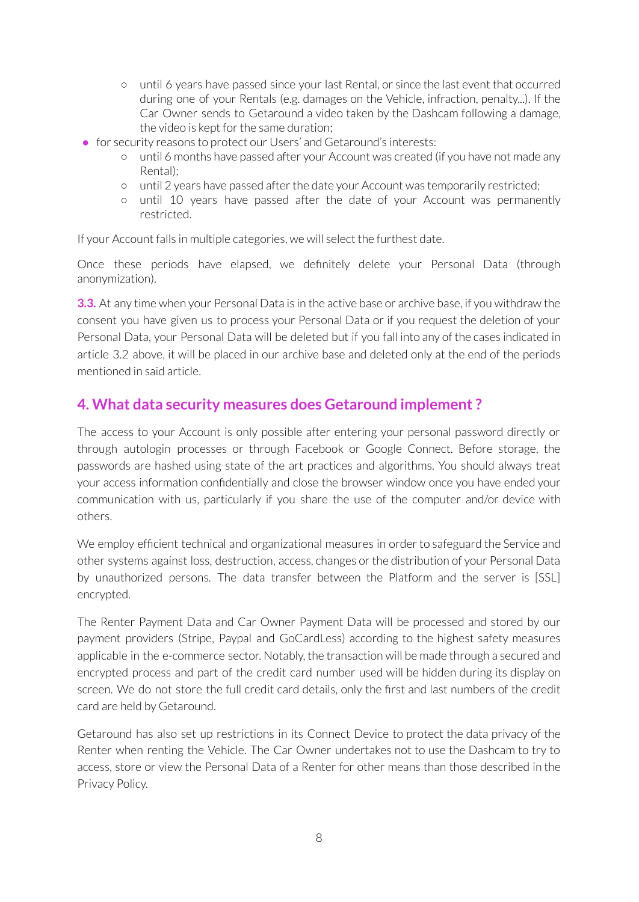- until 6 years have passed since your last Rental, or since the last event that occurred during one of your Rentals (e.g. damages on the Vehicle, infraction, penalty...). If the Car Owner sends to Getaround a video taken by the Dashcam following a damage, the video is kept for the same duration;
- for security reasons to protect our Users' and Getaround's interests:
  - until 6 months have passed after your Account was created (if you have not made any Rental);
  - until 2 years have passed after the date your Account was temporarily restricted;
  - until 10 years have passed after the date of your Account was permanently restricted.

If your Account falls in multiple categories, we will select the furthest date.

Once these periods have elapsed, we definitely delete your Personal Data (through anonymization).

**3.3.** At any time when your Personal Data is in the active base or archive base, if you withdraw the consent you have given us to process your Personal Data or if you request the deletion of your Personal Data, your Personal Data will be deleted but if you fall into any of the cases indicated in article 3.2 above, it will be placed in our archive base and deleted only at the end of the periods mentioned in said article.

## 4. What data security measures does Getaround implement ?

The access to your Account is only possible after entering your personal password directly or through autologin processes or through Facebook or Google Connect. Before storage, the passwords are hashed using state of the art practices and algorithms. You should always treat your access information confidentially and close the browser window once you have ended your communication with us, particularly if you share the use of the computer and/or device with others.

We employ efficient technical and organizational measures in order to safeguard the Service and other systems against loss, destruction, access, changes or the distribution of your Personal Data by unauthorized persons. The data transfer between the Platform and the server is [SSL] encrypted.

The Renter Payment Data and Car Owner Payment Data will be processed and stored by our payment providers (Stripe, Paypal and GoCardLess) according to the highest safety measures applicable in the e-commerce sector. Notably, the transaction will be made through a secured and encrypted process and part of the credit card number used will be hidden during its display on screen. We do not store the full credit card details, only the first and last numbers of the credit card are held by Getaround.

Getaround has also set up restrictions in its Connect Device to protect the data privacy of the Renter when renting the Vehicle. The Car Owner undertakes not to use the Dashcam to try to access, store or view the Personal Data of a Renter for other means than those described in the Privacy Policy.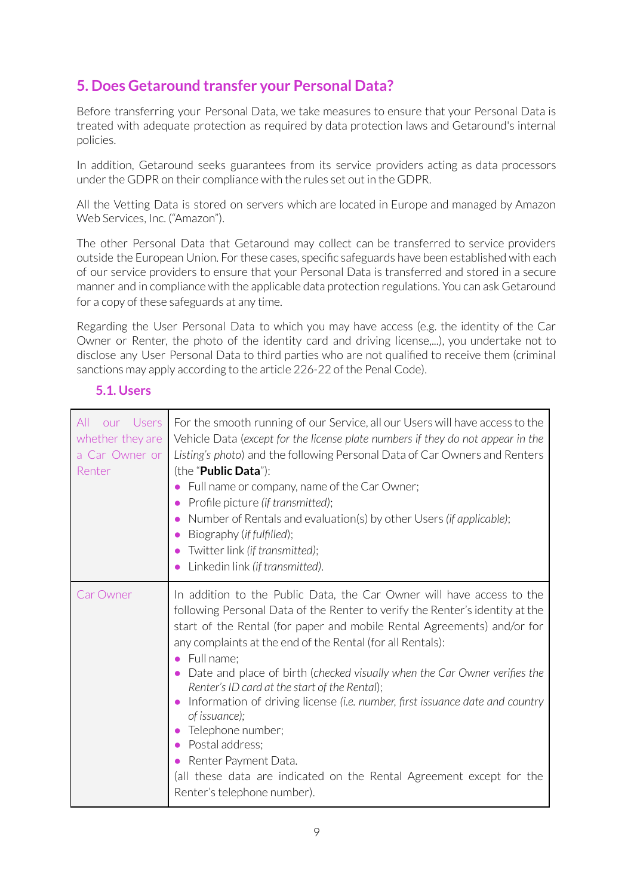## 5. Does Getaround transfer your Personal Data?

Before transferring your Personal Data, we take measures to ensure that your Personal Data is treated with adequate protection as required by data protection laws and Getaround's internal policies.

In addition, Getaround seeks guarantees from its service providers acting as data processors under the GDPR on their compliance with the rules set out in the GDPR.

All the Vetting Data is stored on servers which are located in Europe and managed by Amazon Web Services, Inc. ("Amazon").

The other Personal Data that Getaround may collect can be transferred to service providers outside the European Union. For these cases, specific safeguards have been established with each of our service providers to ensure that your Personal Data is transferred and stored in a secure manner and in compliance with the applicable data protection regulations. You can ask Getaround for a copy of these safeguards at any time.

Regarding the User Personal Data to which you may have access (e.g. the identity of the Car Owner or Renter, the photo of the identity card and driving license,...), you undertake not to disclose any User Personal Data to third parties who are not qualified to receive them (criminal sanctions may apply according to the article 226-22 of the Penal Code).

### 5.1. Users

| | |
|---|---|
| All our Users whether they are a Car Owner or Renter | For the smooth running of our Service, all our Users will have access to the Vehicle Data (*except for the license plate numbers if they do not appear in the Listing's photo*) and the following Personal Data of Car Owners and Renters (the "**Public Data**"):<br>• Full name or company, name of the Car Owner;<br>• Profile picture *(if transmitted)*;<br>• Number of Rentals and evaluation(s) by other Users *(if applicable)*;<br>• Biography (*if fulfilled*);<br>• Twitter link *(if transmitted)*;<br>• Linkedin link *(if transmitted)*. |
| Car Owner | In addition to the Public Data, the Car Owner will have access to the following Personal Data of the Renter to verify the Renter's identity at the start of the Rental (for paper and mobile Rental Agreements) and/or for any complaints at the end of the Rental (for all Rentals):<br>• Full name;<br>• Date and place of birth (*checked visually when the Car Owner verifies the Renter's ID card at the start of the Rental*);<br>• Information of driving license *(i.e. number, first issuance date and country of issuance);*<br>• Telephone number;<br>• Postal address;<br>• Renter Payment Data.<br>(all these data are indicated on the Rental Agreement except for the Renter's telephone number). |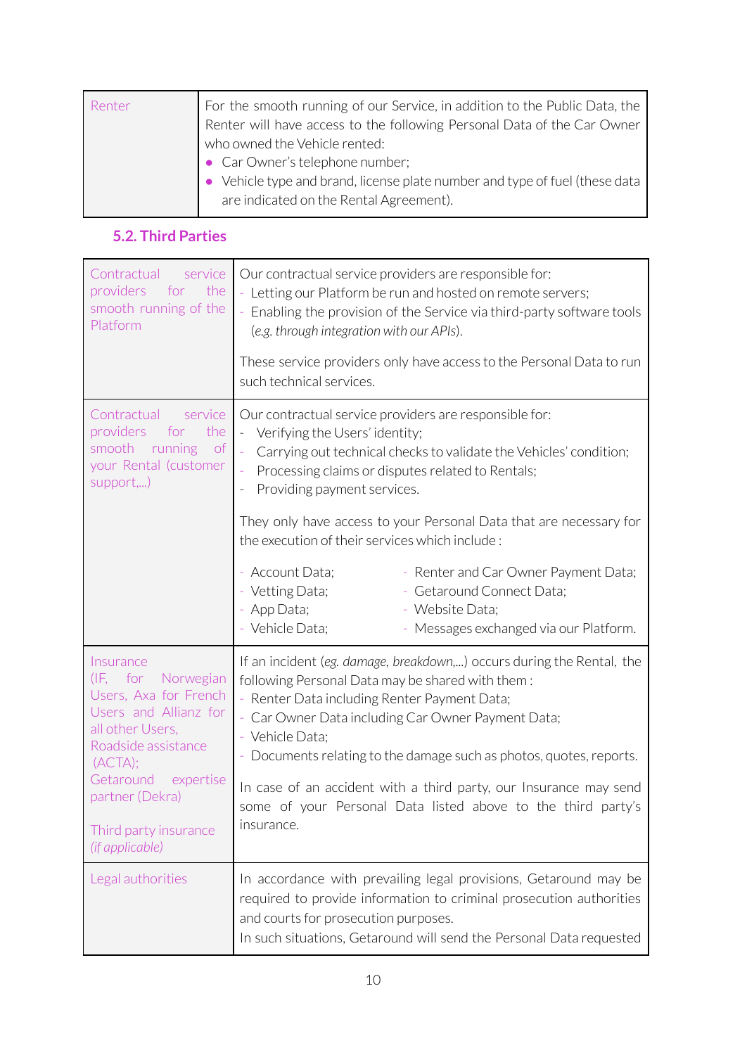| Renter | For the smooth running of our Service, in addition to the Public Data, the Renter will have access to the following Personal Data of the Car Owner who owned the Vehicle rented:<br>• Car Owner's telephone number;<br>• Vehicle type and brand, license plate number and type of fuel (these data are indicated on the Rental Agreement). |
|---|---|

### 5.2. Third Parties

| Contractual service providers for the smooth running of the Platform | Our contractual service providers are responsible for:<br>- Letting our Platform be run and hosted on remote servers;<br>- Enabling the provision of the Service via third-party software tools (*e.g. through integration with our APIs*).<br><br>These service providers only have access to the Personal Data to run such technical services. |
|---|---|
| Contractual service providers for the smooth running of your Rental (customer support,...) | Our contractual service providers are responsible for:<br>- Verifying the Users' identity;<br>- Carrying out technical checks to validate the Vehicles' condition;<br>- Processing claims or disputes related to Rentals;<br>- Providing payment services.<br><br>They only have access to your Personal Data that are necessary for the execution of their services which include :<br><br>- Account Data;<br>- Vetting Data;<br>- App Data;<br>- Vehicle Data;<br>- Renter and Car Owner Payment Data;<br>- Getaround Connect Data;<br>- Website Data;<br>- Messages exchanged via our Platform. |
| Insurance (IF, for Norwegian Users, Axa for French Users and Allianz for all other Users,<br>Roadside assistance (ACTA);<br>Getaround expertise partner (Dekra)<br><br>Third party insurance *(if applicable)* | If an incident (*eg. damage, breakdown,...*) occurs during the Rental, the following Personal Data may be shared with them :<br>- Renter Data including Renter Payment Data;<br>- Car Owner Data including Car Owner Payment Data;<br>- Vehicle Data;<br>- Documents relating to the damage such as photos, quotes, reports.<br><br>In case of an accident with a third party, our Insurance may send some of your Personal Data listed above to the third party's insurance. |
| Legal authorities | In accordance with prevailing legal provisions, Getaround may be required to provide information to criminal prosecution authorities and courts for prosecution purposes.<br>In such situations, Getaround will send the Personal Data requested |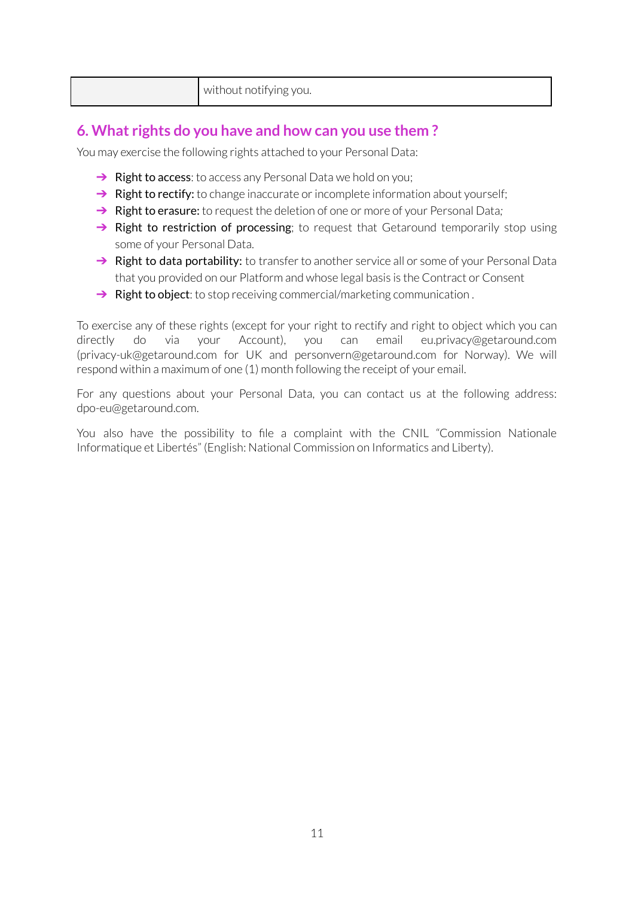| | |
|---|---|
| | without notifying you. |

## 6. What rights do you have and how can you use them ?

You may exercise the following rights attached to your Personal Data:

- ➔ **Right to access**: to access any Personal Data we hold on you;
- ➔ **Right to rectify:** to change inaccurate or incomplete information about yourself;
- ➔ **Right to erasure:** to request the deletion of one or more of your Personal Data;
- ➔ **Right to restriction of processing**; to request that Getaround temporarily stop using some of your Personal Data.
- ➔ **Right to data portability:** to transfer to another service all or some of your Personal Data that you provided on our Platform and whose legal basis is the Contract or Consent
- ➔ **Right to object**: to stop receiving commercial/marketing communication .

To exercise any of these rights (except for your right to rectify and right to object which you can directly do via your Account), you can email eu.privacy@getaround.com (privacy-uk@getaround.com for UK and personvern@getaround.com for Norway). We will respond within a maximum of one (1) month following the receipt of your email.

For any questions about your Personal Data, you can contact us at the following address: dpo-eu@getaround.com.

You also have the possibility to file a complaint with the CNIL "Commission Nationale Informatique et Libertés" (English: National Commission on Informatics and Liberty).